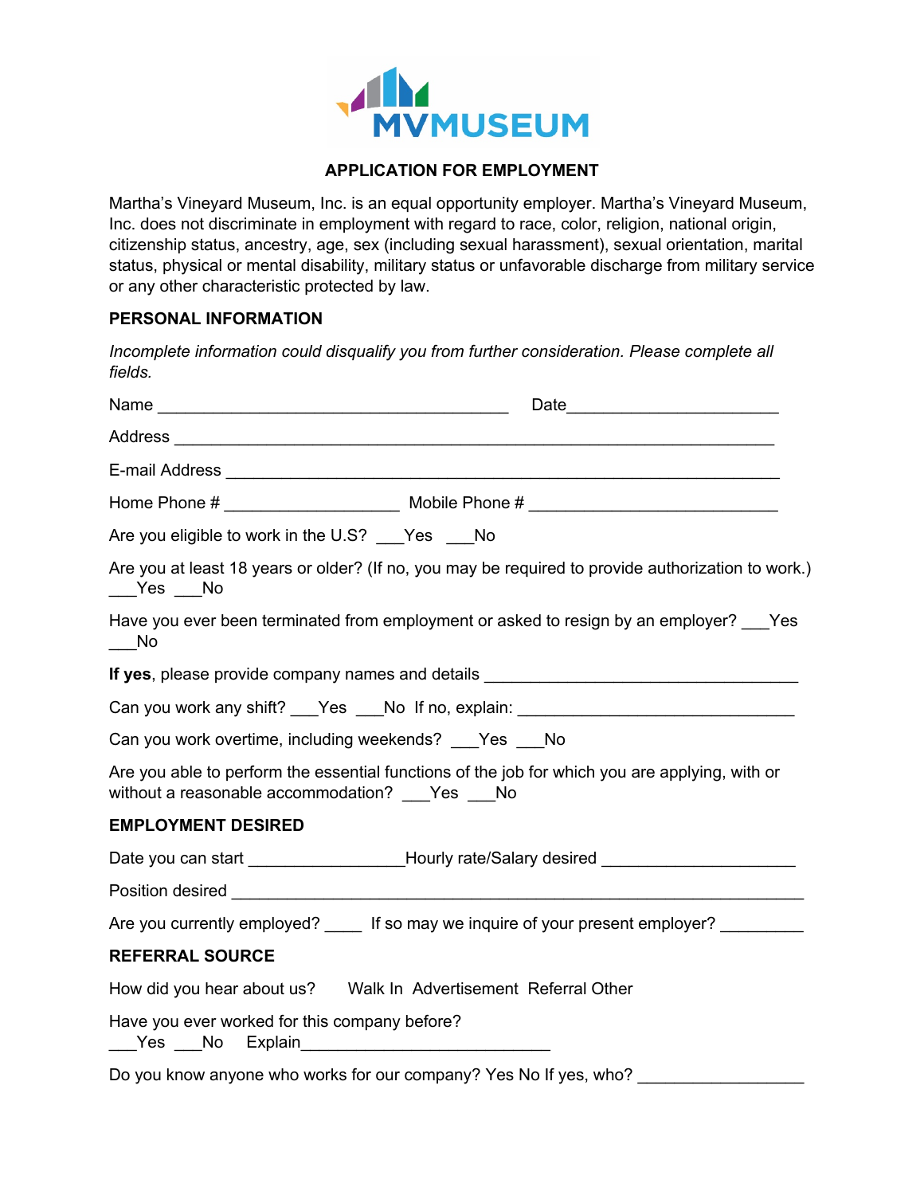MVMUSEUM

## APPLICATION FOR EMPLOYMENT

Martha's Vineyard Museum, Inc. is an equal opportunity employer. Martha's Vineyard Museum, Inc. does not discriminate in employment with regard to race, color, religion, national origin, citizenship status, ancestry, age, sex (including sexual harassment), sexual orientation, marital status, physical or mental disability, military status or unfavorable discharge from military service or any other characteristic protected by law.

### PERSONAL INFORMATION

*Incomplete information could disqualify you from further consideration. Please complete all fields.*

Name ________________________________________ Date______________________

Address _____________________________________________________________________

E-mail Address _______________________________________________________________

Home Phone # __________________ Mobile Phone # ____________________________

Are you eligible to work in the U.S? ___Yes ___No

Are you at least 18 years or older? (If no, you may be required to provide authorization to work.) ___Yes ___No

Have you ever been terminated from employment or asked to resign by an employer? ___Yes ___No

**If yes**, please provide company names and details ___________________________________

Can you work any shift? ___Yes ___No If no, explain: ______________________________

Can you work overtime, including weekends? ___Yes ___No

Are you able to perform the essential functions of the job for which you are applying, with or without a reasonable accommodation? ___Yes ___No

### EMPLOYMENT DESIRED

Date you can start ________________Hourly rate/Salary desired ____________________

Position desired _______________________________________________________________

Are you currently employed? ____ If so may we inquire of your present employer? _________

### REFERRAL SOURCE

How did you hear about us? Walk In Advertisement Referral Other

Have you ever worked for this company before?
___Yes ___No Explain___________________________

Do you know anyone who works for our company? Yes No If yes, who? _________________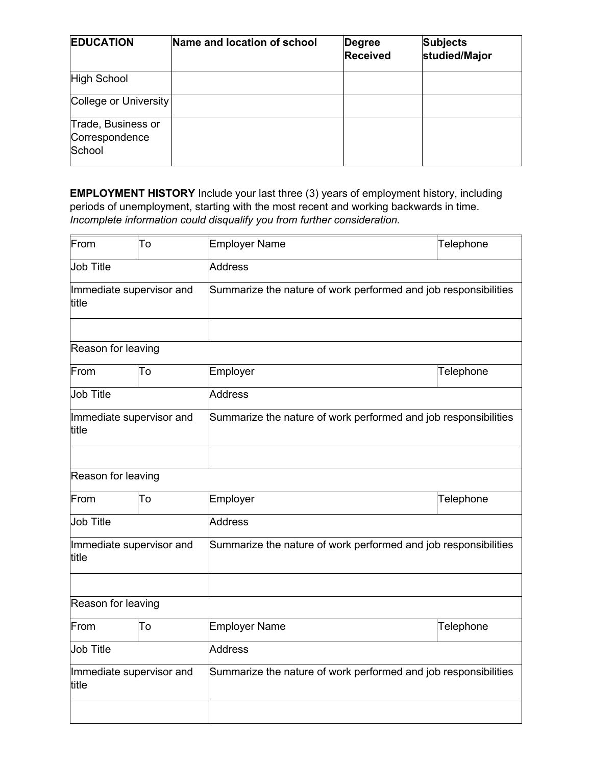| **EDUCATION** | **Name and location of school** | **Degree Received** | **Subjects studied/Major** |
|---|---|---|---|
| High School | | | |
| College or University | | | |
| Trade, Business or Correspondence School | | | |

**EMPLOYMENT HISTORY** Include your last three (3) years of employment history, including periods of unemployment, starting with the most recent and working backwards in time. *Incomplete information could disqualify you from further consideration.*

| From | To | Employer Name | Telephone |
|---|---|---|---|
| Job Title | | Address | |
| Immediate supervisor and title | | Summarize the nature of work performed and job responsibilities | |
| | | | |
| Reason for leaving | | | |

| From | To | Employer | Telephone |
|---|---|---|---|
| Job Title | | Address | |
| Immediate supervisor and title | | Summarize the nature of work performed and job responsibilities | |
| | | | |
| Reason for leaving | | | |

| From | To | Employer | Telephone |
|---|---|---|---|
| Job Title | | Address | |
| Immediate supervisor and title | | Summarize the nature of work performed and job responsibilities | |
| | | | |
| Reason for leaving | | | |

| From | To | Employer Name | Telephone |
|---|---|---|---|
| Job Title | | Address | |
| Immediate supervisor and title | | Summarize the nature of work performed and job responsibilities | |
| | | | |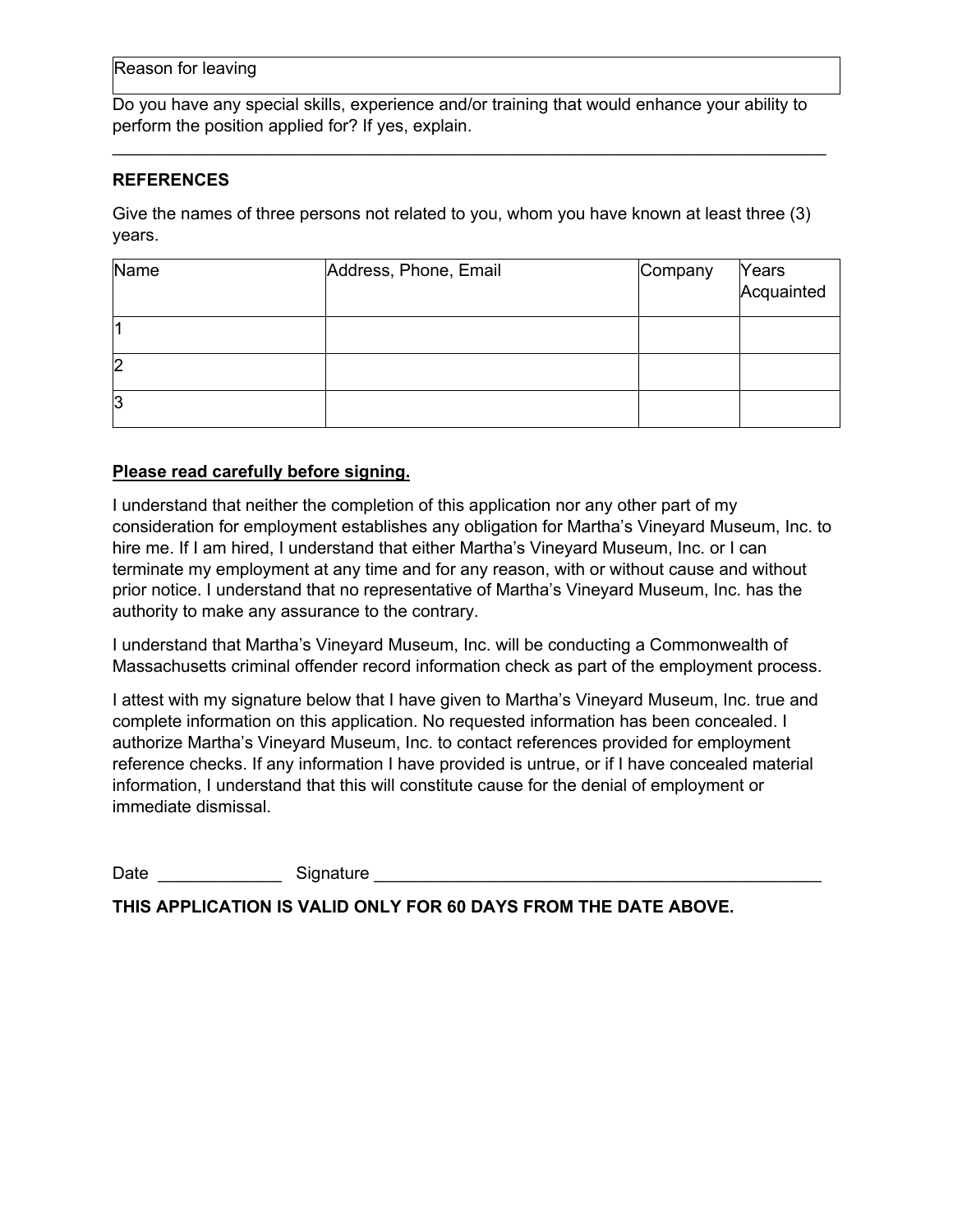| Reason for leaving |
|---|

Do you have any special skills, experience and/or training that would enhance your ability to perform the position applied for? If yes, explain.

___________________________________________________________________________

**REFERENCES**

Give the names of three persons not related to you, whom you have known at least three (3) years.

| Name | Address, Phone, Email | Company | Years Acquainted |
|---|---|---|---|
| 1 | | | |
| 2 | | | |
| 3 | | | |

**<u>Please read carefully before signing.</u>**

I understand that neither the completion of this application nor any other part of my consideration for employment establishes any obligation for Martha's Vineyard Museum, Inc. to hire me. If I am hired, I understand that either Martha's Vineyard Museum, Inc. or I can terminate my employment at any time and for any reason, with or without cause and without prior notice. I understand that no representative of Martha's Vineyard Museum, Inc. has the authority to make any assurance to the contrary.

I understand that Martha's Vineyard Museum, Inc. will be conducting a Commonwealth of Massachusetts criminal offender record information check as part of the employment process.

I attest with my signature below that I have given to Martha's Vineyard Museum, Inc. true and complete information on this application. No requested information has been concealed. I authorize Martha's Vineyard Museum, Inc. to contact references provided for employment reference checks. If any information I have provided is untrue, or if I have concealed material information, I understand that this will constitute cause for the denial of employment or immediate dismissal.

Date _____________ Signature ________________________________________________

**THIS APPLICATION IS VALID ONLY FOR 60 DAYS FROM THE DATE ABOVE.**